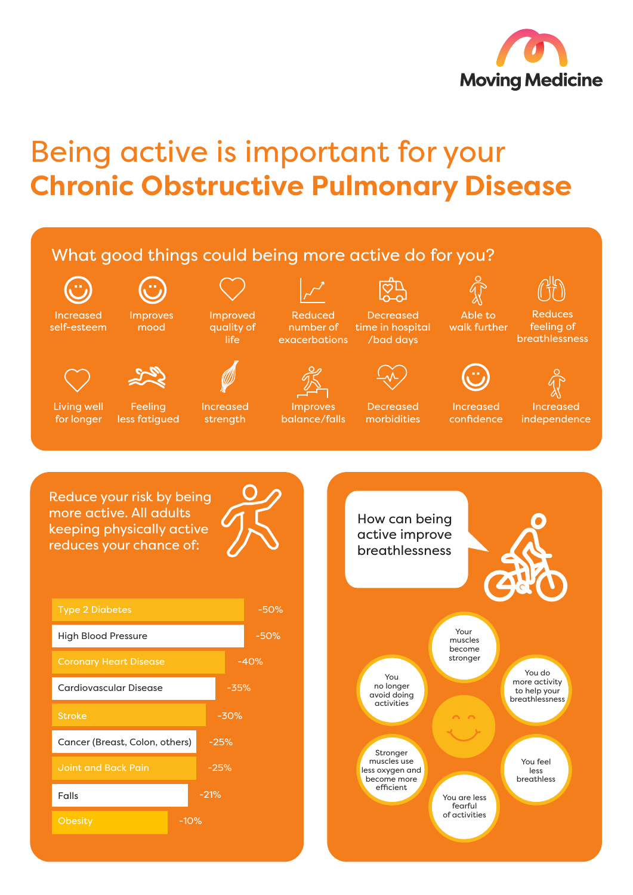Moving Medicine

# Being active is important for your **Chronic Obstructive Pulmonary Disease**

## What good things could being more active do for you?

- Increased self-esteem
- Improves mood
- Improved quality of life
- Reduced number of exacerbations
- Decreased time in hospital /bad days
- Able to walk further
- Reduces feeling of breathlessness
- Living well for longer
- Feeling less fatigued
- Increased strength
- Improves balance/falls
- Decreased morbidities
- Increased confidence
- Increased independence

## Reduce your risk by being more active. All adults keeping physically active reduces your chance of:

Type 2 Diabetes -50%
High Blood Pressure -50%
Coronary Heart Disease -40%
Cardiovascular Disease -35%
Stroke -30%
Cancer (Breast, Colon, others) -25%
Joint and Back Pain -25%
Falls -21%
Obesity -10%

## How can being active improve breathlessness

- Your muscles become stronger
- You do more activity to help your breathlessness
- You feel less breathless
- You are less fearful of activities
- Stronger muscles use less oxygen and become more efficient
- You no longer avoid doing activities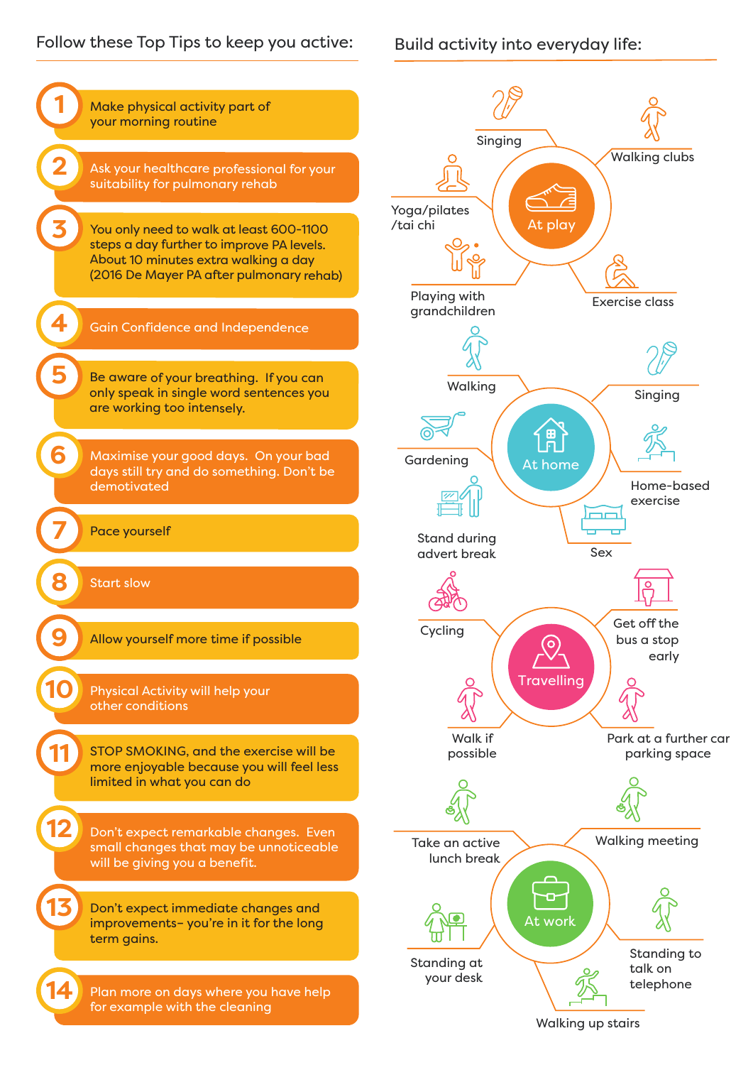## Follow these Top Tips to keep you active:

1. Make physical activity part of your morning routine
2. Ask your healthcare professional for your suitability for pulmonary rehab
3. You only need to walk at least 600-1100 steps a day further to improve PA levels. About 10 minutes extra walking a day (2016 De Mayer PA after pulmonary rehab)
4. Gain Confidence and Independence
5. Be aware of your breathing. If you can only speak in single word sentences you are working too intensely.
6. Maximise your good days. On your bad days still try and do something. Don't be demotivated
7. Pace yourself
8. Start slow
9. Allow yourself more time if possible
10. Physical Activity will help your other conditions
11. STOP SMOKING, and the exercise will be more enjoyable because you will feel less limited in what you can do
12. Don't expect remarkable changes. Even small changes that may be unnoticeable will be giving you a benefit.
13. Don't expect immediate changes and improvements– you're in it for the long term gains.
14. Plan more on days where you have help for example with the cleaning

## Build activity into everyday life:

### At play
- Singing
- Walking clubs
- Yoga/pilates /tai chi
- Playing with grandchildren
- Exercise class

### At home
- Walking
- Singing
- Gardening
- Home-based exercise
- Stand during advert break
- Sex

### Travelling
- Cycling
- Get off the bus a stop early
- Walk if possible
- Park at a further car parking space

### At work
- Take an active lunch break
- Walking meeting
- Standing at your desk
- Standing to talk on telephone
- Walking up stairs